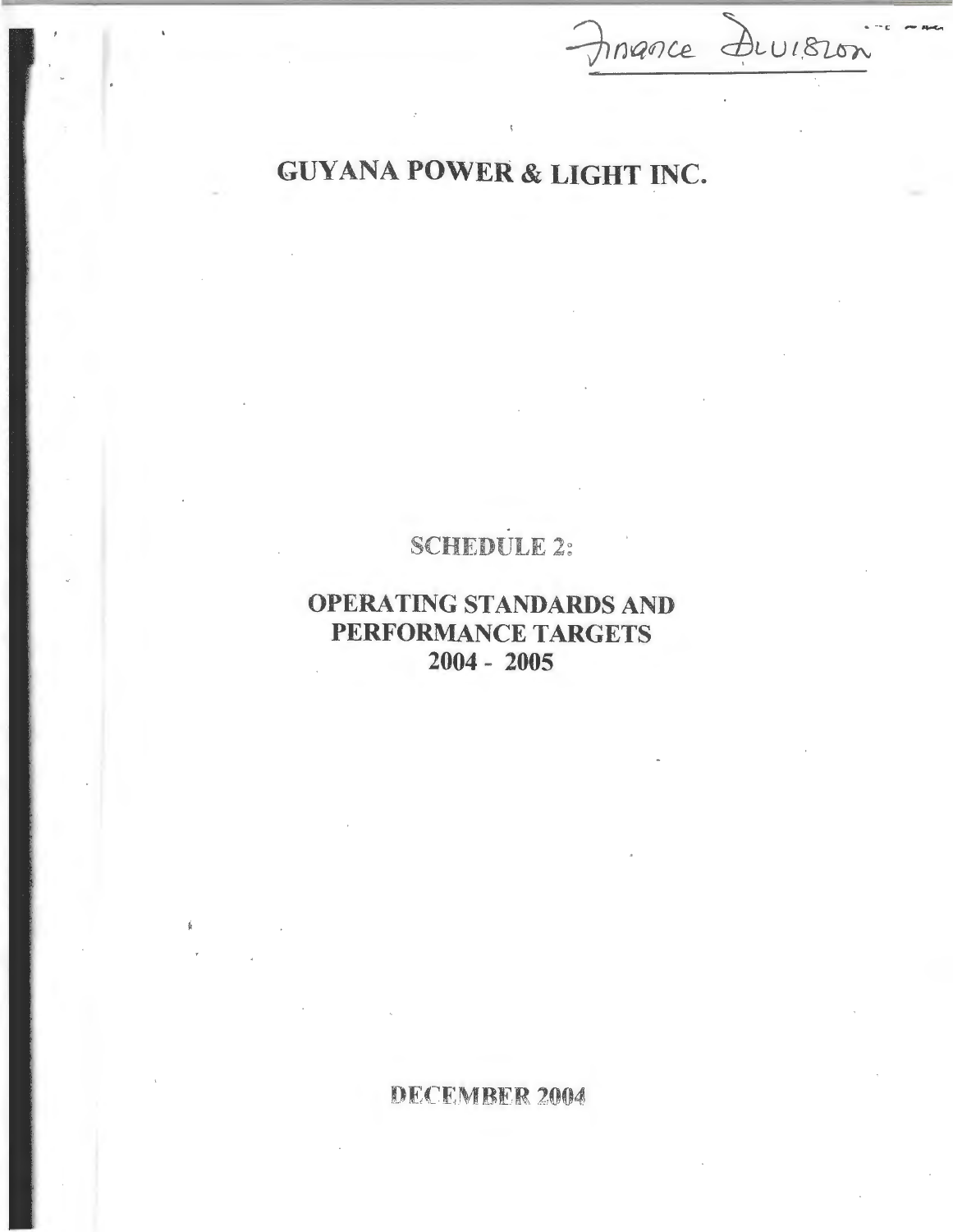Finance Division

# GUYANA POWER & LIGHT INC.

## SCHEDULE 2:

## OPERATING STANDARDS AND PERFORMANCE TARGETS 2004 - 2005

DECEMBER 2004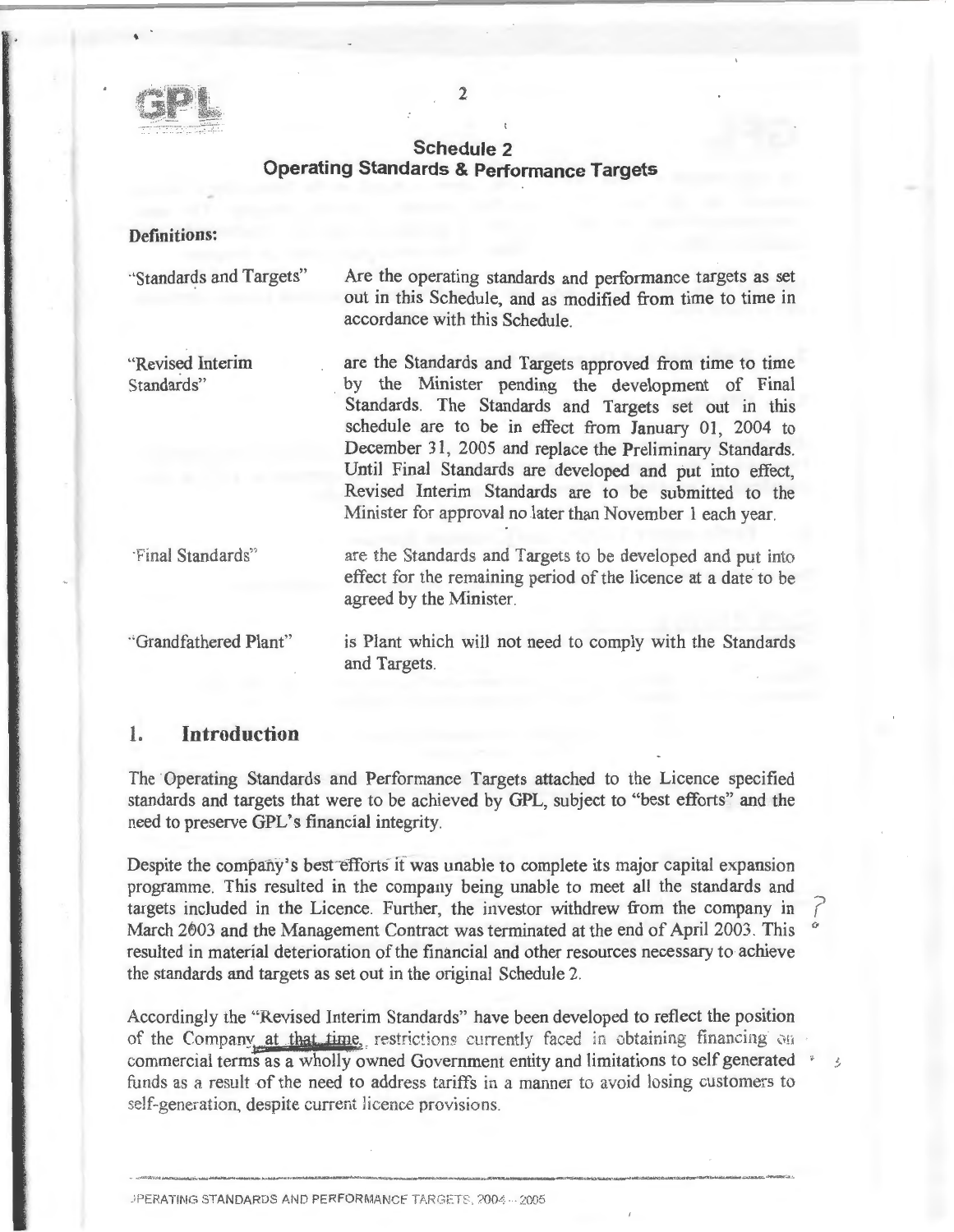## Schedule 2
## Operating Standards & Performance Targets

**Definitions:**

| | |
|---|---|
| "Standards and Targets" | Are the operating standards and performance targets as set out in this Schedule, and as modified from time to time in accordance with this Schedule. |
| "Revised Interim Standards" | are the Standards and Targets approved from time to time by the Minister pending the development of Final Standards. The Standards and Targets set out in this schedule are to be in effect from January 01, 2004 to December 31, 2005 and replace the Preliminary Standards. Until Final Standards are developed and put into effect, Revised Interim Standards are to be submitted to the Minister for approval no later than November 1 each year. |
| "Final Standards" | are the Standards and Targets to be developed and put into effect for the remaining period of the licence at a date to be agreed by the Minister. |
| "Grandfathered Plant" | is Plant which will not need to comply with the Standards and Targets. |

## 1. Introduction

The Operating Standards and Performance Targets attached to the Licence specified standards and targets that were to be achieved by GPL, subject to "best efforts" and the need to preserve GPL's financial integrity.

Despite the company's best efforts it was unable to complete its major capital expansion programme. This resulted in the company being unable to meet all the standards and targets included in the Licence. Further, the investor withdrew from the company in March 2003 and the Management Contract was terminated at the end of April 2003. This resulted in material deterioration of the financial and other resources necessary to achieve the standards and targets as set out in the original Schedule 2.

Accordingly the "Revised Interim Standards" have been developed to reflect the position of the Company at that time, restrictions currently faced in obtaining financing on commercial terms as a wholly owned Government entity and limitations to self generated funds as a result of the need to address tariffs in a manner to avoid losing customers to self-generation, despite current licence provisions.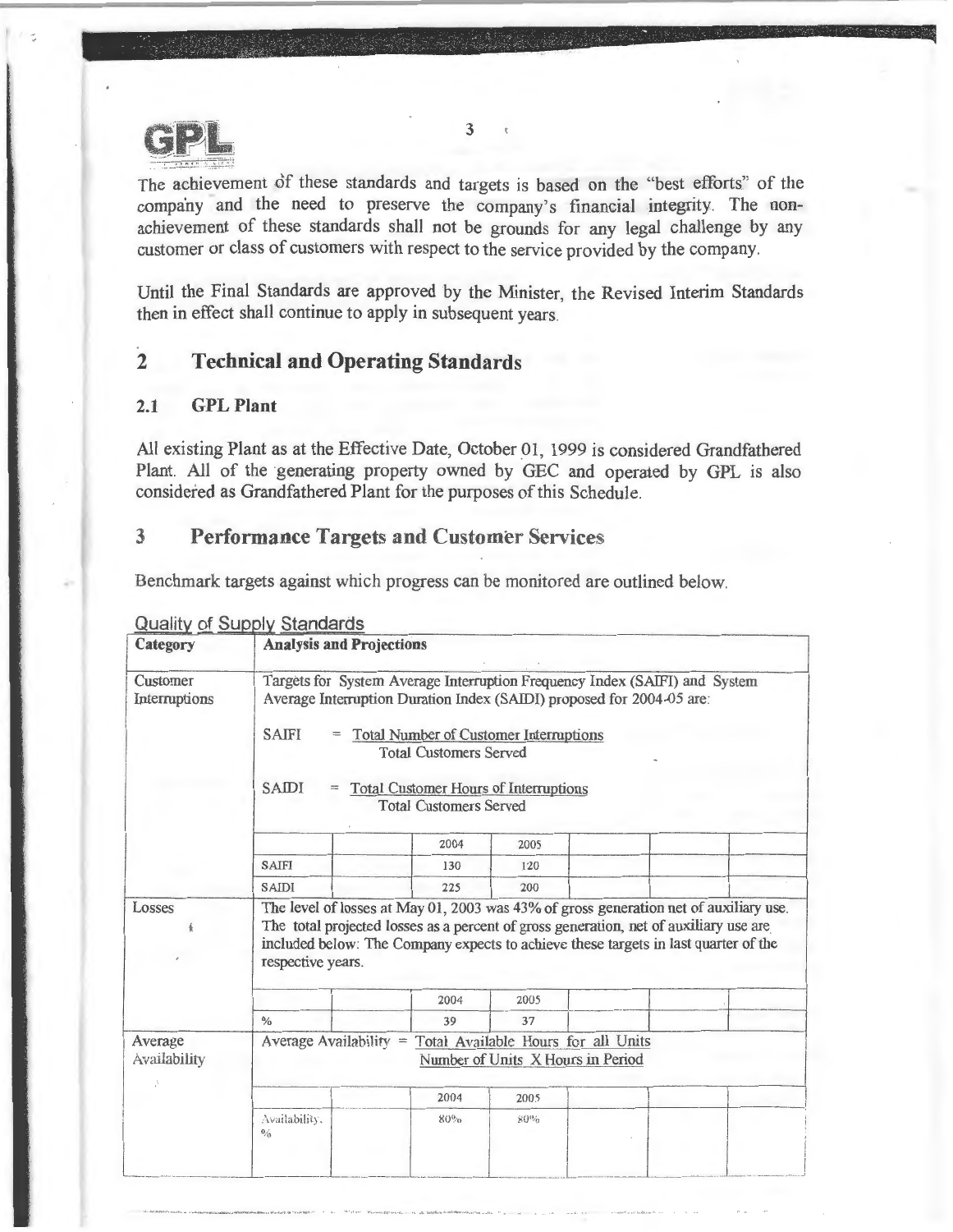The achievement of these standards and targets is based on the "best efforts" of the company and the need to preserve the company's financial integrity. The non-achievement of these standards shall not be grounds for any legal challenge by any customer or class of customers with respect to the service provided by the company.

Until the Final Standards are approved by the Minister, the Revised Interim Standards then in effect shall continue to apply in subsequent years.

## 2 Technical and Operating Standards

### 2.1 GPL Plant

All existing Plant as at the Effective Date, October 01, 1999 is considered Grandfathered Plant. All of the generating property owned by GEC and operated by GPL is also considered as Grandfathered Plant for the purposes of this Schedule.

## 3 Performance Targets and Customer Services

Benchmark targets against which progress can be monitored are outlined below.

Quality of Supply Standards

| Category | Analysis and Projections | | | | | | |
|---|---|---|---|---|---|---|---|
| Customer Interruptions | Targets for System Average Interruption Frequency Index (SAIFI) and System Average Interruption Duration Index (SAIDI) proposed for 2004-05 are:<br><br>$$\text{SAIFI} = \frac{\text{Total Number of Customer Interruptions}}{\text{Total Customers Served}}$$<br><br>$$\text{SAIDI} = \frac{\text{Total Customer Hours of Interruptions}}{\text{Total Customers Served}}$$ | | | | | | |
| | | | 2004 | 2005 | | | |
| | SAIFI | | 130 | 120 | | | |
| | SAIDI | | 225 | 200 | | | |
| Losses | The level of losses at May 01, 2003 was 43% of gross generation net of auxiliary use. The total projected losses as a percent of gross generation, net of auxiliary use are included below: The Company expects to achieve these targets in last quarter of the respective years. | | | | | | |
| | | | 2004 | 2005 | | | |
| | % | | 39 | 37 | | | |
| Average Availability | $$\text{Average Availability} = \frac{\text{Total Available Hours for all Units}}{\text{Number of Units X Hours in Period}}$$ | | | | | | |
| | | | 2004 | 2005 | | | |
| | Availability, % | | 80% | 80% | | | |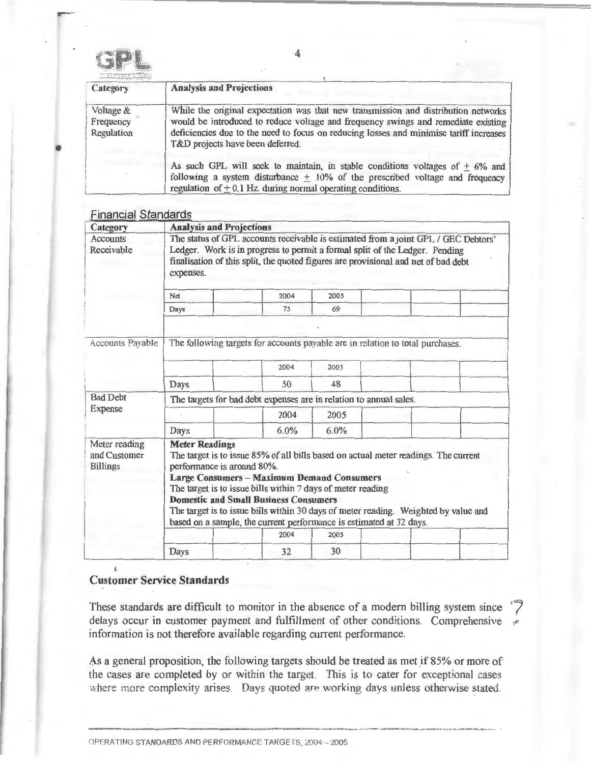| Category | Analysis and Projections |
|---|---|
| Voltage & Frequency Regulation | While the original expectation was that new transmission and distribution networks would be introduced to reduce voltage and frequency swings and remediate existing deficiencies due to the need to focus on reducing losses and minimise tariff increases T&D projects have been deferred.<br><br>As such GPL will seek to maintain, in stable conditions voltages of ± 6% and following a system disturbance ± 10% of the prescribed voltage and frequency regulation of ± 0.1 Hz. during normal operating conditions. |

## Financial Standards

| Category | Analysis and Projections | | | | | | |
|---|---|---|---|---|---|---|---|
| Accounts Receivable | The status of GPL accounts receivable is estimated from a joint GPL / GEC Debtors' Ledger. Work is in progress to permit a formal split of the Ledger. Pending finalisation of this split, the quoted figures are provisional and net of bad debt expenses. | | | | | | |
| | Net | | 2004 | 2005 | | | |
| | Days | | 75 | 69 | | | |
| Accounts Payable | The following targets for accounts payable are in relation to total purchases. | | | | | | |
| | | | 2004 | 2005 | | | |
| | Days | | 50 | 48 | | | |
| Bad Debt Expense | The targets for bad debt expenses are in relation to annual sales. | | | | | | |
| | | | 2004 | 2005 | | | |
| | Days | | 6.0% | 6.0% | | | |
| Meter reading and Customer Billings | **Meter Readings**<br>The target is to issue 85% of all bills based on actual meter readings. The current performance is around 80%.<br>**Large Consumers – Maximum Demand Consumers**<br>The target is to issue bills within 7 days of meter reading<br>**Domestic and Small Business Consumers**<br>The target is to issue bills within 30 days of meter reading. Weighted by value and based on a sample, the current performance is estimated at 32 days. | | | | | | |
| | | | 2004 | 2005 | | | |
| | Days | | 32 | 30 | | | |

## Customer Service Standards

These standards are difficult to monitor in the absence of a modern billing system since delays occur in customer payment and fulfillment of other conditions. Comprehensive information is not therefore available regarding current performance.

As a general proposition, the following targets should be treated as met if 85% or more of the cases are completed by or within the target. This is to cater for exceptional cases where more complexity arises. Days quoted are working days unless otherwise stated.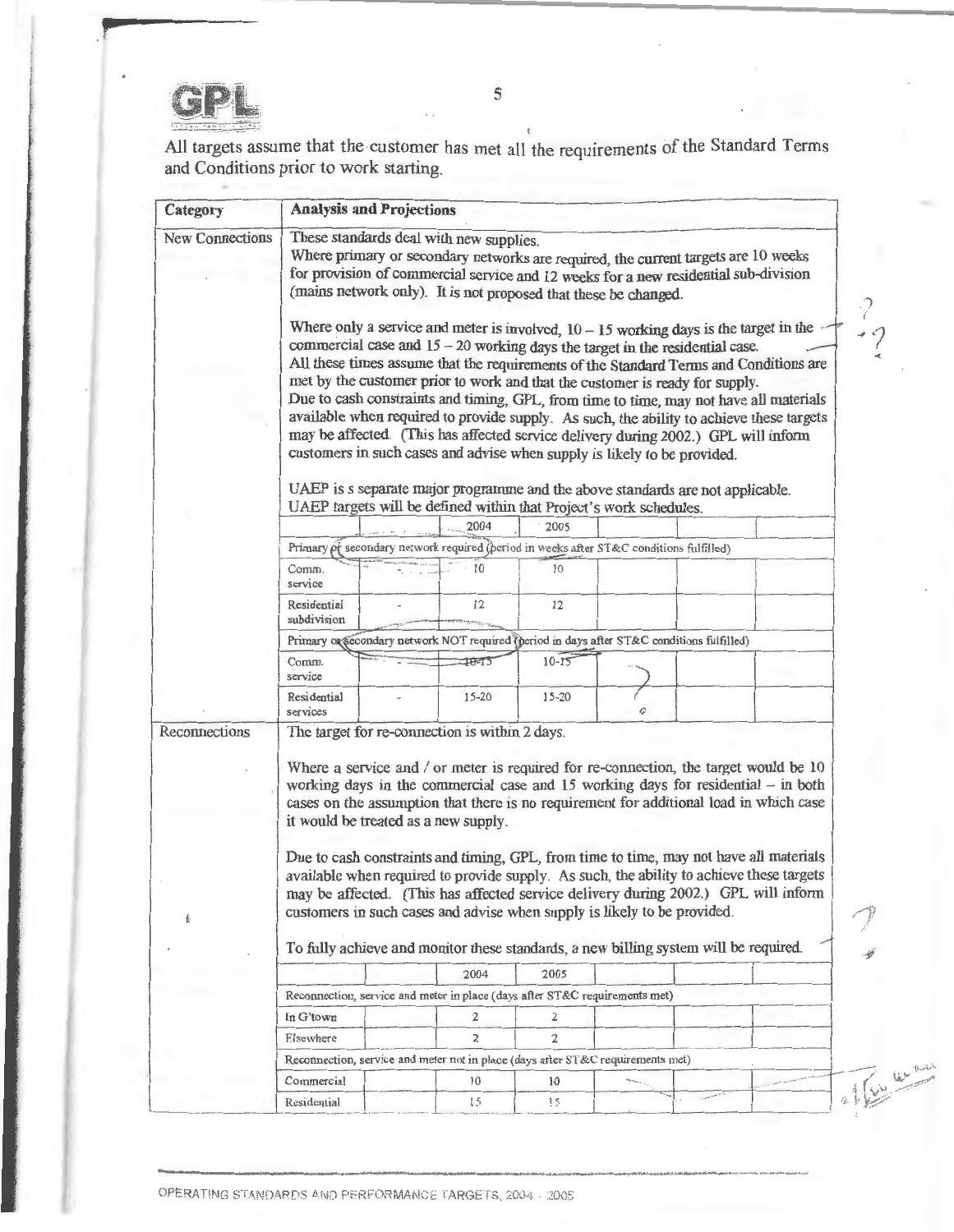All targets assume that the customer has met all the requirements of the Standard Terms and Conditions prior to work starting.

<table>
<tr><th>Category</th><th colspan="7">Analysis and Projections</th></tr>
<tr><td>New Connections</td><td colspan="7">These standards deal with new supplies.<br>Where primary or secondary networks are required, the current targets are 10 weeks for provision of commercial service and 12 weeks for a new residential sub-division (mains network only). It is not proposed that these be changed.<br><br>Where only a service and meter is involved, 10 – 15 working days is the target in the commercial case and 15 – 20 working days the target in the residential case.<br>All these times assume that the requirements of the Standard Terms and Conditions are met by the customer prior to work and that the customer is ready for supply.<br>Due to cash constraints and timing, GPL, from time to time, may not have all materials available when required to provide supply. As such, the ability to achieve these targets may be affected. (This has affected service delivery during 2002.) GPL will inform customers in such cases and advise when supply is likely to be provided.<br><br>UAEP is s separate major programme and the above standards are not applicable. UAEP targets will be defined within that Project's work schedules.</td></tr>
<tr><td></td><td></td><td></td><td>2004</td><td>2005</td><td></td><td></td><td></td></tr>
<tr><td></td><td colspan="7">Primary or secondary network required (period in weeks after ST&amp;C conditions fulfilled)</td></tr>
<tr><td></td><td>Comm. service</td><td></td><td>10</td><td>10</td><td></td><td></td><td></td></tr>
<tr><td></td><td>Residential subdivision</td><td>-</td><td>12</td><td>12</td><td></td><td></td><td></td></tr>
<tr><td></td><td colspan="7">Primary or secondary network NOT required (period in days after ST&amp;C conditions fulfilled)</td></tr>
<tr><td></td><td>Comm. service</td><td>-</td><td>10-15</td><td>10-15</td><td></td><td></td><td></td></tr>
<tr><td></td><td>Residential services</td><td>-</td><td>15-20</td><td>15-20</td><td></td><td></td><td></td></tr>
<tr><td>Reconnections</td><td colspan="7">The target for re-connection is within 2 days.<br><br>Where a service and / or meter is required for re-connection, the target would be 10 working days in the commercial case and 15 working days for residential – in both cases on the assumption that there is no requirement for additional load in which case it would be treated as a new supply.<br><br>Due to cash constraints and timing, GPL, from time to time, may not have all materials available when required to provide supply. As such, the ability to achieve these targets may be affected. (This has affected service delivery during 2002.) GPL will inform customers in such cases and advise when supply is likely to be provided.<br><br>To fully achieve and monitor these standards, a new billing system will be required.</td></tr>
<tr><td></td><td></td><td></td><td>2004</td><td>2005</td><td></td><td></td><td></td></tr>
<tr><td></td><td colspan="7">Reconnection, service and meter in place (days after ST&amp;C requirements met)</td></tr>
<tr><td></td><td>In G'town</td><td></td><td>2</td><td>2</td><td></td><td></td><td></td></tr>
<tr><td></td><td>Elsewhere</td><td></td><td>2</td><td>2</td><td></td><td></td><td></td></tr>
<tr><td></td><td colspan="7">Reconnection, service and meter not in place (days after ST&amp;C requirements met)</td></tr>
<tr><td></td><td>Commercial</td><td></td><td>10</td><td>10</td><td></td><td></td><td></td></tr>
<tr><td></td><td>Residential</td><td></td><td>15</td><td>15</td><td></td><td></td><td></td></tr>
</table>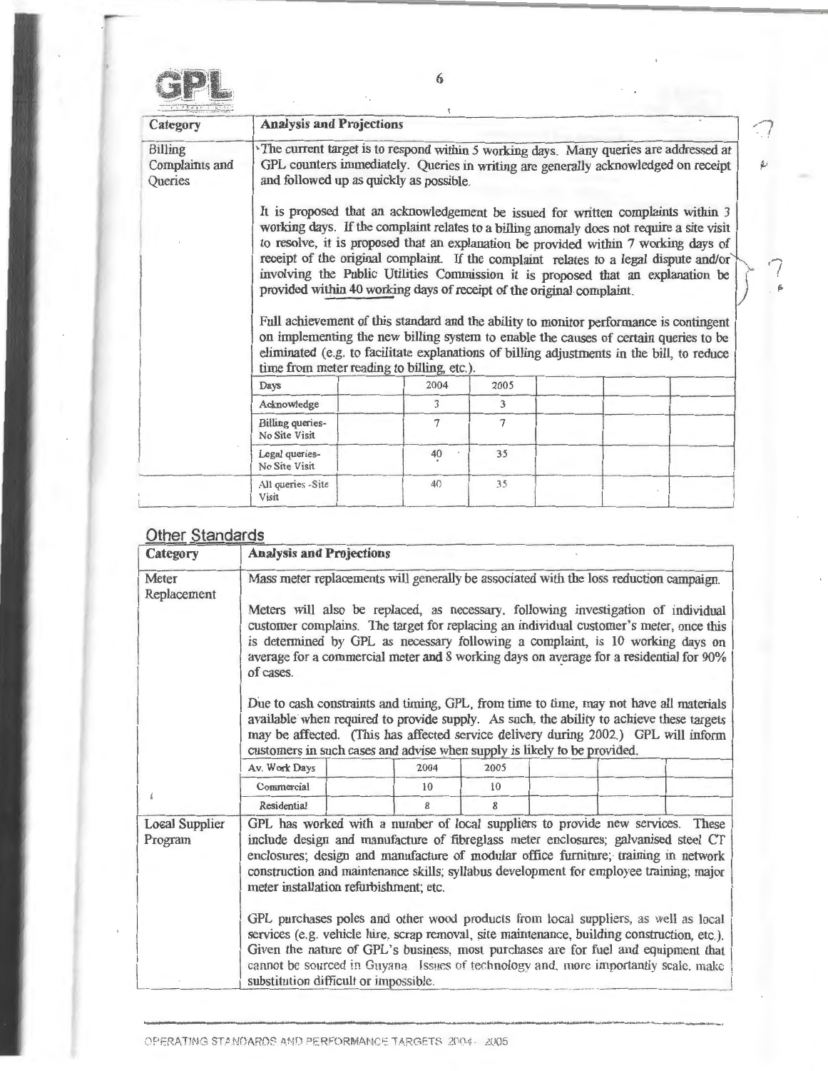| Category | Analysis and Projections |
|---|---|
| Billing Complaints and Queries | The current target is to respond within 5 working days. Many queries are addressed at GPL counters immediately. Queries in writing are generally acknowledged on receipt and followed up as quickly as possible.<br><br>It is proposed that an acknowledgement be issued for written complaints within 3 working days. If the complaint relates to a billing anomaly does not require a site visit to resolve, it is proposed that an explanation be provided within 7 working days of receipt of the original complaint. If the complaint relates to a legal dispute and/or involving the Public Utilities Commission it is proposed that an explanation be provided within 40 working days of receipt of the original complaint.<br><br>Full achievement of this standard and the ability to monitor performance is contingent on implementing the new billing system to enable the causes of certain queries to be eliminated (e.g. to facilitate explanations of billing adjustments in the bill, to reduce time from meter reading to billing, etc.). |

| Days | | 2004 | 2005 | | | |
|---|---|---|---|---|---|---|
| Acknowledge | | 3 | 3 | | | |
| Billing queries-No Site Visit | | 7 | 7 | | | |
| Legal queries-No Site Visit | | 40 | 35 | | | |
| All queries -Site Visit | | 40 | 35 | | | |

## Other Standards

| Category | Analysis and Projections |
|---|---|
| Meter Replacement | Mass meter replacements will generally be associated with the loss reduction campaign.<br><br>Meters will also be replaced, as necessary, following investigation of individual customer complains. The target for replacing an individual customer's meter, once this is determined by GPL as necessary following a complaint, is 10 working days on average for a commercial meter and 8 working days on average for a residential for 90% of cases.<br><br>Due to cash constraints and timing, GPL, from time to time, may not have all materials available when required to provide supply. As such, the ability to achieve these targets may be affected. (This has affected service delivery during 2002.) GPL will inform customers in such cases and advise when supply is likely to be provided. |

| Av. Work Days | | 2004 | 2005 | | | |
|---|---|---|---|---|---|---|
| Commercial | | 10 | 10 | | | |
| Residential | | 8 | 8 | | | |

| Category | Analysis and Projections |
|---|---|
| Local Supplier Program | GPL has worked with a number of local suppliers to provide new services. These include design and manufacture of fibreglass meter enclosures; galvanised steel CT enclosures; design and manufacture of modular office furniture; training in network construction and maintenance skills; syllabus development for employee training; major meter installation refurbishment; etc.<br><br>GPL purchases poles and other wood products from local suppliers, as well as local services (e.g. vehicle hire, scrap removal, site maintenance, building construction, etc.). Given the nature of GPL's business, most purchases are for fuel and equipment that cannot be sourced in Guyana. Issues of technology and, more importantly scale, make substitution difficult or impossible. |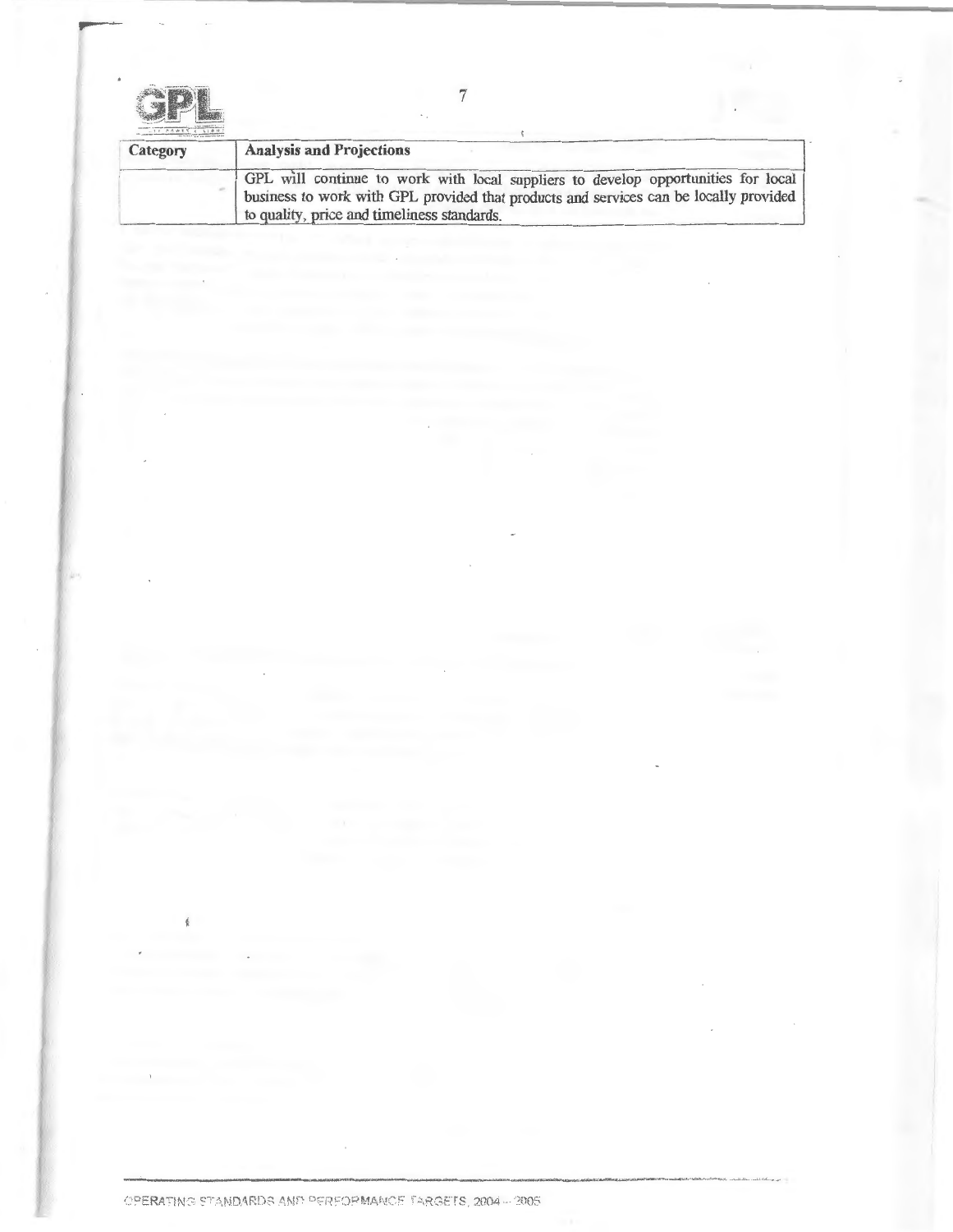| Category | Analysis and Projections |
| --- | --- |
| | GPL will continue to work with local suppliers to develop opportunities for local business to work with GPL provided that products and services can be locally provided to quality, price and timeliness standards. |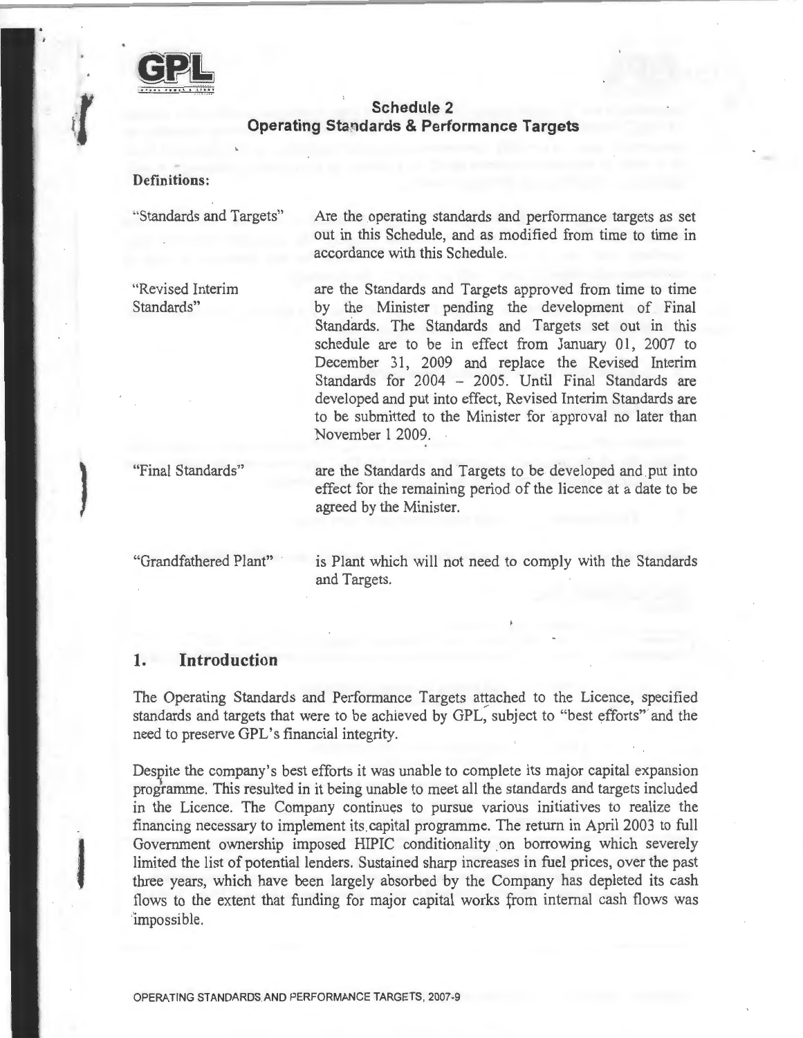## Schedule 2
## Operating Standards & Performance Targets

**Definitions:**

| | |
|---|---|
| "Standards and Targets" | Are the operating standards and performance targets as set out in this Schedule, and as modified from time to time in accordance with this Schedule. |
| "Revised Interim Standards" | are the Standards and Targets approved from time to time by the Minister pending the development of Final Standards. The Standards and Targets set out in this schedule are to be in effect from January 01, 2007 to December 31, 2009 and replace the Revised Interim Standards for 2004 – 2005. Until Final Standards are developed and put into effect, Revised Interim Standards are to be submitted to the Minister for approval no later than November 1 2009. |
| "Final Standards" | are the Standards and Targets to be developed and put into effect for the remaining period of the licence at a date to be agreed by the Minister. |
| "Grandfathered Plant" | is Plant which will not need to comply with the Standards and Targets. |

## 1. Introduction

The Operating Standards and Performance Targets attached to the Licence, specified standards and targets that were to be achieved by GPL, subject to "best efforts" and the need to preserve GPL's financial integrity.

Despite the company's best efforts it was unable to complete its major capital expansion programme. This resulted in it being unable to meet all the standards and targets included in the Licence. The Company continues to pursue various initiatives to realize the financing necessary to implement its capital programme. The return in April 2003 to full Government ownership imposed HIPIC conditionality on borrowing which severely limited the list of potential lenders. Sustained sharp increases in fuel prices, over the past three years, which have been largely absorbed by the Company has depleted its cash flows to the extent that funding for major capital works from internal cash flows was impossible.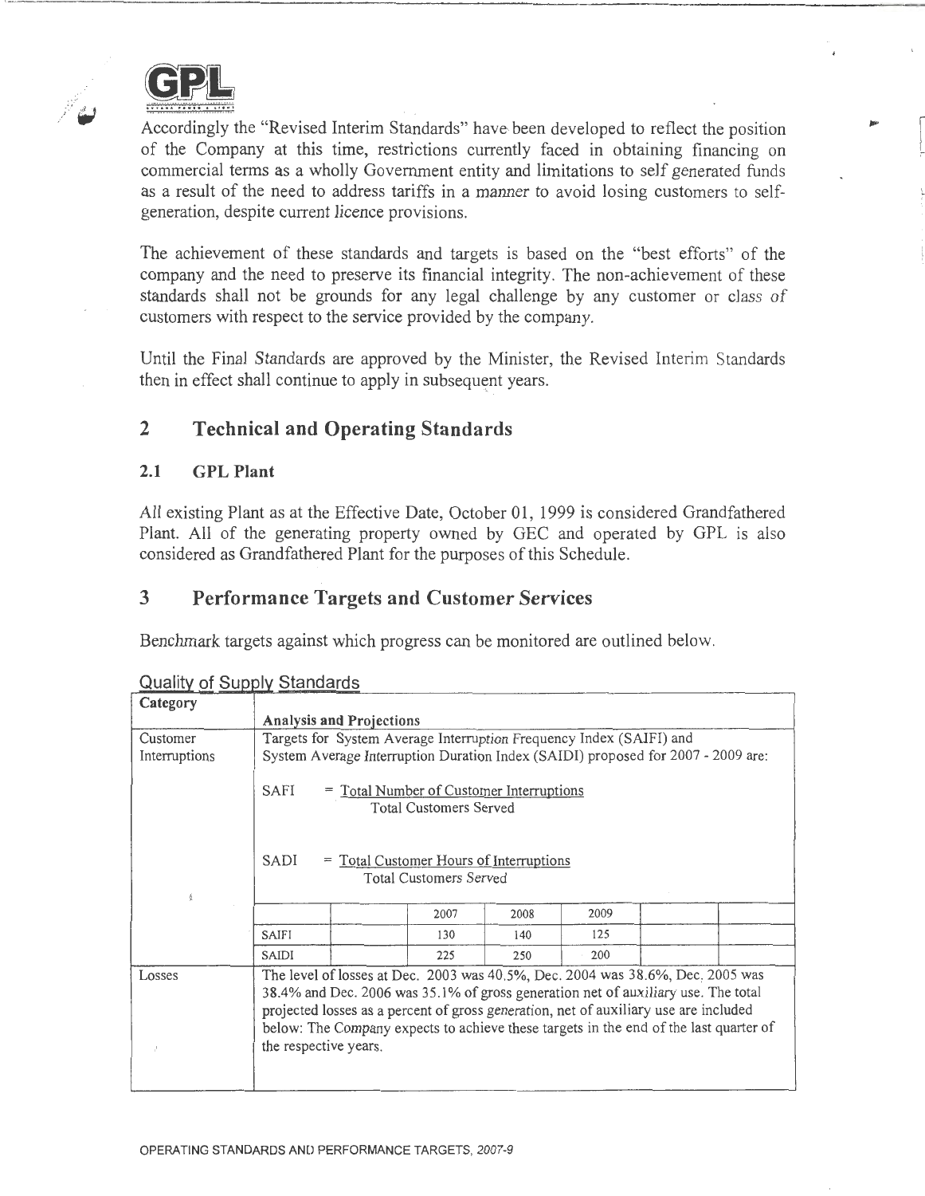Accordingly the "Revised Interim Standards" have been developed to reflect the position of the Company at this time, restrictions currently faced in obtaining financing on commercial terms as a wholly Government entity and limitations to self generated funds as a result of the need to address tariffs in a manner to avoid losing customers to self-generation, despite current licence provisions.

The achievement of these standards and targets is based on the "best efforts" of the company and the need to preserve its financial integrity. The non-achievement of these standards shall not be grounds for any legal challenge by any customer or class of customers with respect to the service provided by the company.

Until the Final Standards are approved by the Minister, the Revised Interim Standards then in effect shall continue to apply in subsequent years.

## 2 Technical and Operating Standards

### 2.1 GPL Plant

All existing Plant as at the Effective Date, October 01, 1999 is considered Grandfathered Plant. All of the generating property owned by GEC and operated by GPL is also considered as Grandfathered Plant for the purposes of this Schedule.

## 3 Performance Targets and Customer Services

Benchmark targets against which progress can be monitored are outlined below.

Quality of Supply Standards

| Category | Analysis and Projections |
|---|---|
| Customer Interruptions | Targets for System Average Interruption Frequency Index (SAIFI) and System Average Interruption Duration Index (SAIDI) proposed for 2007 - 2009 are:<br><br>SAFI = Total Number of Customer Interruptions / Total Customers Served<br><br>SADI = Total Customer Hours of Interruptions / Total Customers Served<br><br>\| \| \| 2007 \| 2008 \| 2009 \| \| \|<br>\| SAIFI \| \| 130 \| 140 \| 125 \| \| \|<br>\| SAIDI \| \| 225 \| 250 \| 200 \| \| \| |
| Losses | The level of losses at Dec. 2003 was 40.5%, Dec. 2004 was 38.6%, Dec. 2005 was 38.4% and Dec. 2006 was 35.1% of gross generation net of auxiliary use. The total projected losses as a percent of gross generation, net of auxiliary use are included below: The Company expects to achieve these targets in the end of the last quarter of the respective years. |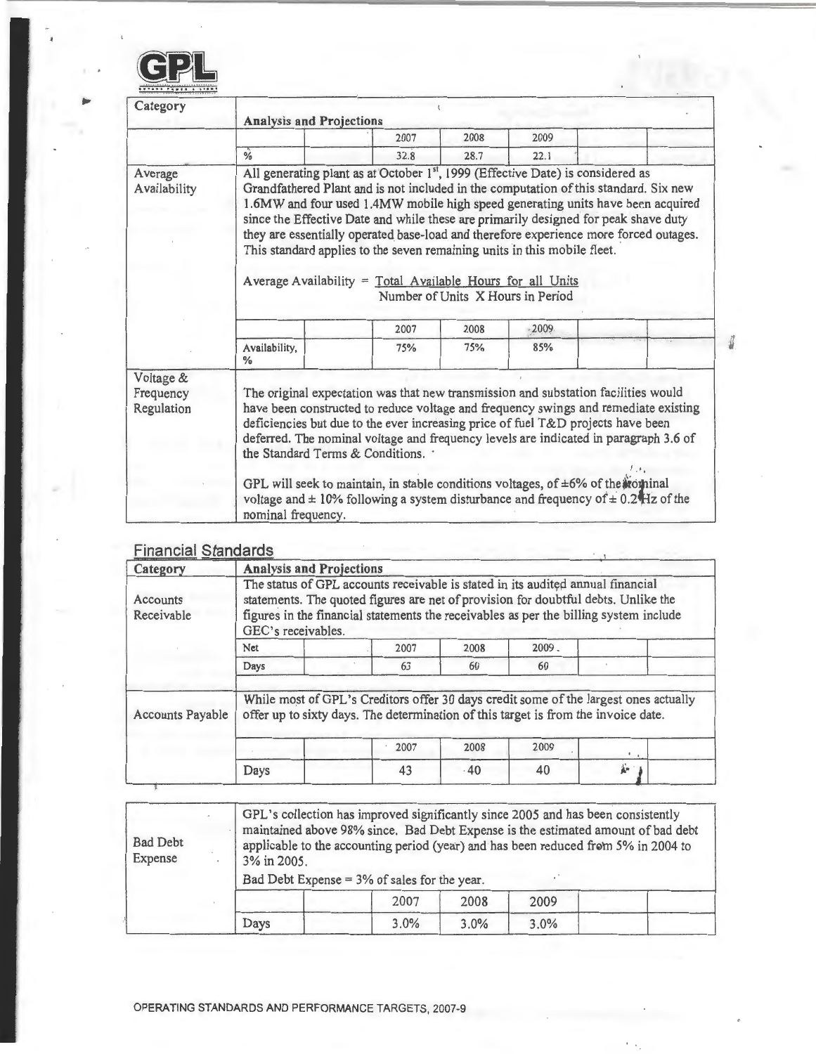| Category | Analysis and Projections | | | | | | |
|---|---|---|---|---|---|---|---|
| | | | 2007 | 2008 | 2009 | | |
| | % | | 32.8 | 28.7 | 22.1 | | |
| Average Availability | All generating plant as at October 1st, 1999 (Effective Date) is considered as Grandfathered Plant and is not included in the computation of this standard. Six new 1.6MW and four used 1.4MW mobile high speed generating units have been acquired since the Effective Date and while these are primarily designed for peak shave duty they are essentially operated base-load and therefore experience more forced outages. This standard applies to the seven remaining units in this mobile fleet.<br><br>Average Availability = Total Available Hours for all Units / Number of Units X Hours in Period | | | | | | |
| | | | 2007 | 2008 | 2009 | | |
| | Availability, % | | 75% | 75% | 85% | | |
| Voltage & Frequency Regulation | The original expectation was that new transmission and substation facilities would have been constructed to reduce voltage and frequency swings and remediate existing deficiencies but due to the ever increasing price of fuel T&D projects have been deferred. The nominal voltage and frequency levels are indicated in paragraph 3.6 of the Standard Terms & Conditions.<br><br>GPL will seek to maintain, in stable conditions voltages, of ±6% of the nominal voltage and ± 10% following a system disturbance and frequency of ± 0.2Hz of the nominal frequency. | | | | | | |

## Financial Standards

| Category | Analysis and Projections | | | | | | |
|---|---|---|---|---|---|---|---|
| Accounts Receivable | The status of GPL accounts receivable is stated in its audited annual financial statements. The quoted figures are net of provision for doubtful debts. Unlike the figures in the financial statements the receivables as per the billing system include GEC's receivables. | | | | | | |
| | Net | | 2007 | 2008 | 2009 | | |
| | Days | | 63 | 60 | 60 | | |
| Accounts Payable | While most of GPL's Creditors offer 30 days credit some of the largest ones actually offer up to sixty days. The determination of this target is from the invoice date. | | | | | | |
| | | | 2007 | 2008 | 2009 | | |
| | Days | | 43 | 40 | 40 | | |

| Bad Debt Expense | GPL's collection has improved significantly since 2005 and has been consistently maintained above 98% since. Bad Debt Expense is the estimated amount of bad debt applicable to the accounting period (year) and has been reduced from 5% in 2004 to 3% in 2005.<br><br>Bad Debt Expense = 3% of sales for the year. | | | | | | |
|---|---|---|---|---|---|---|---|
| | | | 2007 | 2008 | 2009 | | |
| | Days | | 3.0% | 3.0% | 3.0% | | |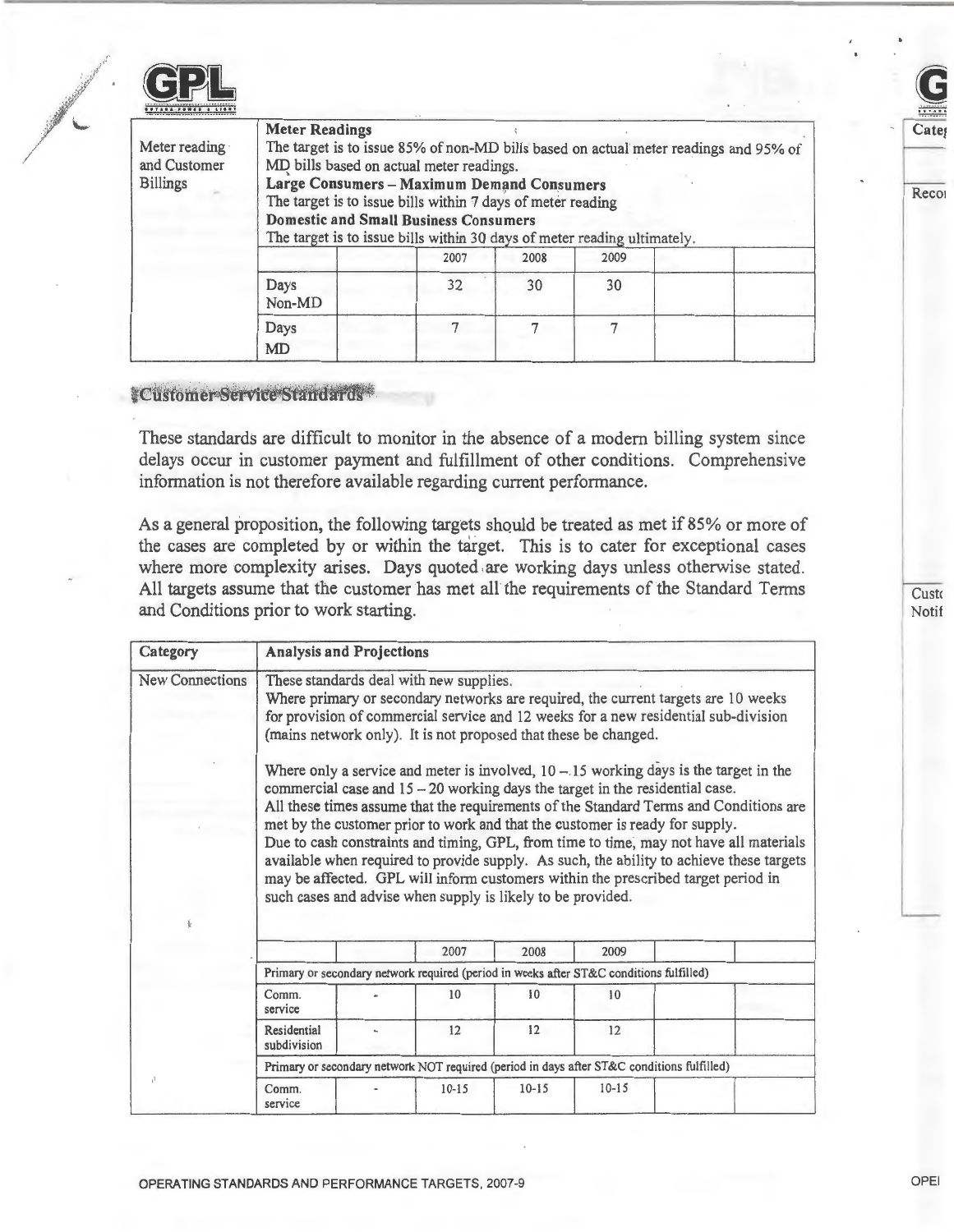| | Meter Readings | | | | | | |
|---|---|---|---|---|---|---|---|
| Meter reading and Customer Billings | The target is to issue 85% of non-MD bills based on actual meter readings and 95% of MD bills based on actual meter readings. **Large Consumers – Maximum Demand Consumers** The target is to issue bills within 7 days of meter reading **Domestic and Small Business Consumers** The target is to issue bills within 30 days of meter reading ultimately. | | | | | | |
| | | | 2007 | 2008 | 2009 | | |
| | Days Non-MD | | 32 | 30 | 30 | | |
| | Days MD | | 7 | 7 | 7 | | |

## Customer Service Standards

These standards are difficult to monitor in the absence of a modern billing system since delays occur in customer payment and fulfillment of other conditions. Comprehensive information is not therefore available regarding current performance.

As a general proposition, the following targets should be treated as met if 85% or more of the cases are completed by or within the target. This is to cater for exceptional cases where more complexity arises. Days quoted are working days unless otherwise stated. All targets assume that the customer has met all the requirements of the Standard Terms and Conditions prior to work starting.

| Category | Analysis and Projections | | | | | | |
|---|---|---|---|---|---|---|---|
| New Connections | These standards deal with new supplies. Where primary or secondary networks are required, the current targets are 10 weeks for provision of commercial service and 12 weeks for a new residential sub-division (mains network only). It is not proposed that these be changed. Where only a service and meter is involved, 10 – 15 working days is the target in the commercial case and 15 – 20 working days the target in the residential case. All these times assume that the requirements of the Standard Terms and Conditions are met by the customer prior to work and that the customer is ready for supply. Due to cash constraints and timing, GPL, from time to time, may not have all materials available when required to provide supply. As such, the ability to achieve these targets may be affected. GPL will inform customers within the prescribed target period in such cases and advise when supply is likely to be provided. | | | | | | |
| | | | 2007 | 2008 | 2009 | | |
| | Primary or secondary network required (period in weeks after ST&C conditions fulfilled) | | | | | | |
| | Comm. service | - | 10 | 10 | 10 | | |
| | Residential subdivision | - | 12 | 12 | 12 | | |
| | Primary or secondary network NOT required (period in days after ST&C conditions fulfilled) | | | | | | |
| | Comm. service | - | 10-15 | 10-15 | 10-15 | | |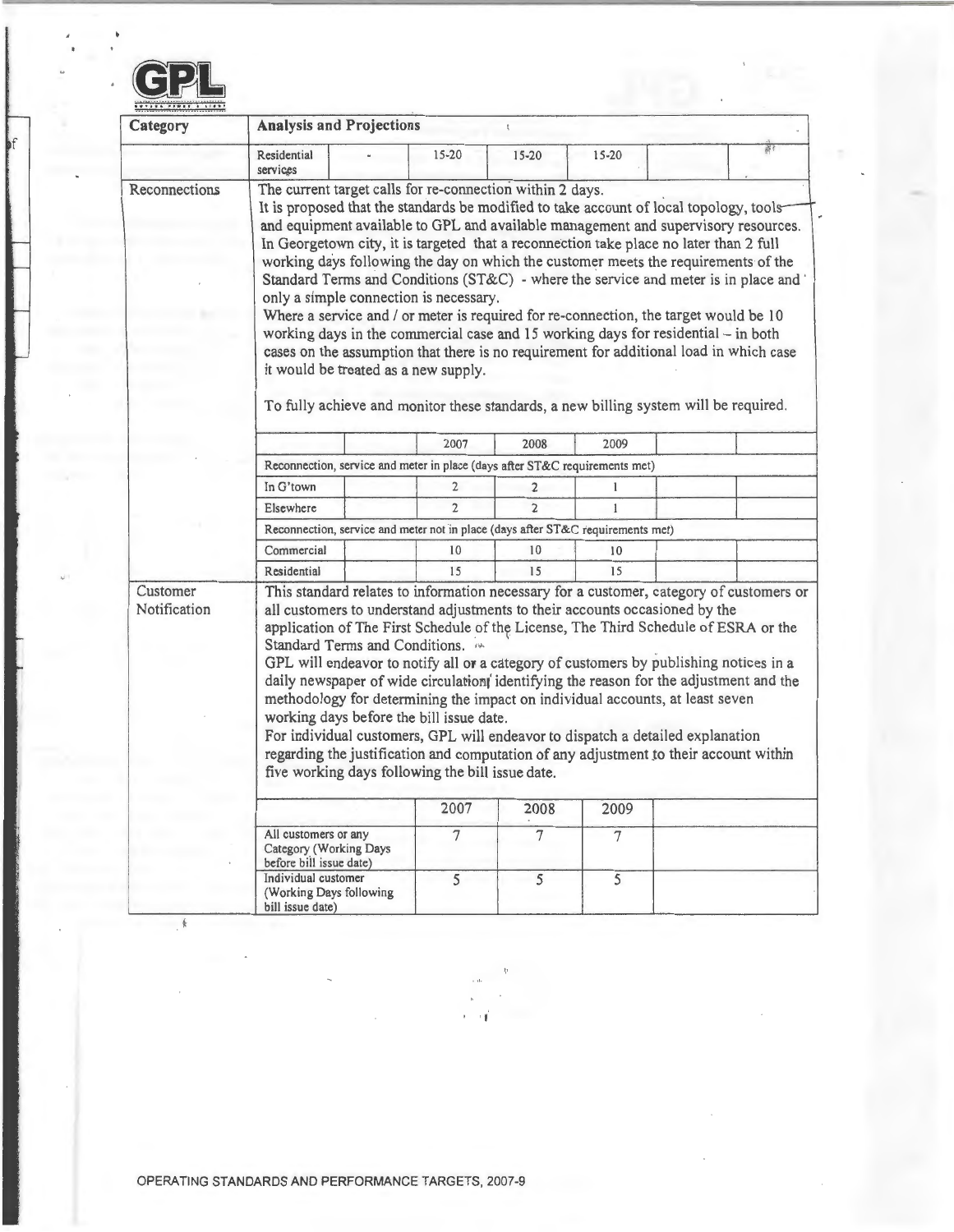| Category | Analysis and Projections | | | | | | |
|---|---|---|---|---|---|---|---|
| | Residential services | - | 15-20 | 15-20 | 15-20 | | |

| Category | Analysis and Projections |
|---|---|
| Reconnections | The current target calls for re-connection within 2 days.<br>It is proposed that the standards be modified to take account of local topology, tools and equipment available to GPL and available management and supervisory resources. In Georgetown city, it is targeted that a reconnection take place no later than 2 full working days following the day on which the customer meets the requirements of the Standard Terms and Conditions (ST&C) - where the service and meter is in place and only a simple connection is necessary.<br>Where a service and / or meter is required for re-connection, the target would be 10 working days in the commercial case and 15 working days for residential – in both cases on the assumption that there is no requirement for additional load in which case it would be treated as a new supply.<br><br>To fully achieve and monitor these standards, a new billing system will be required. |

| | | 2007 | 2008 | 2009 | | |
|---|---|---|---|---|---|---|
| Reconnection, service and meter in place (days after ST&C requirements met) | | | | | | |
| In G'town | | 2 | 2 | 1 | | |
| Elsewhere | | 2 | 2 | 1 | | |
| Reconnection, service and meter not in place (days after ST&C requirements met) | | | | | | |
| Commercial | | 10 | 10 | 10 | | |
| Residential | | 15 | 15 | 15 | | |

| Category | Analysis and Projections |
|---|---|
| Customer Notification | This standard relates to information necessary for a customer, category of customers or all customers to understand adjustments to their accounts occasioned by the application of The First Schedule of the License, The Third Schedule of ESRA or the Standard Terms and Conditions.<br>GPL will endeavor to notify all or a category of customers by publishing notices in a daily newspaper of wide circulation identifying the reason for the adjustment and the methodology for determining the impact on individual accounts, at least seven working days before the bill issue date.<br>For individual customers, GPL will endeavor to dispatch a detailed explanation regarding the justification and computation of any adjustment to their account within five working days following the bill issue date. |

| | 2007 | 2008 | 2009 | |
|---|---|---|---|---|
| All customers or any Category (Working Days before bill issue date) | 7 | 7 | 7 | |
| Individual customer (Working Days following bill issue date) | 5 | 5 | 5 | |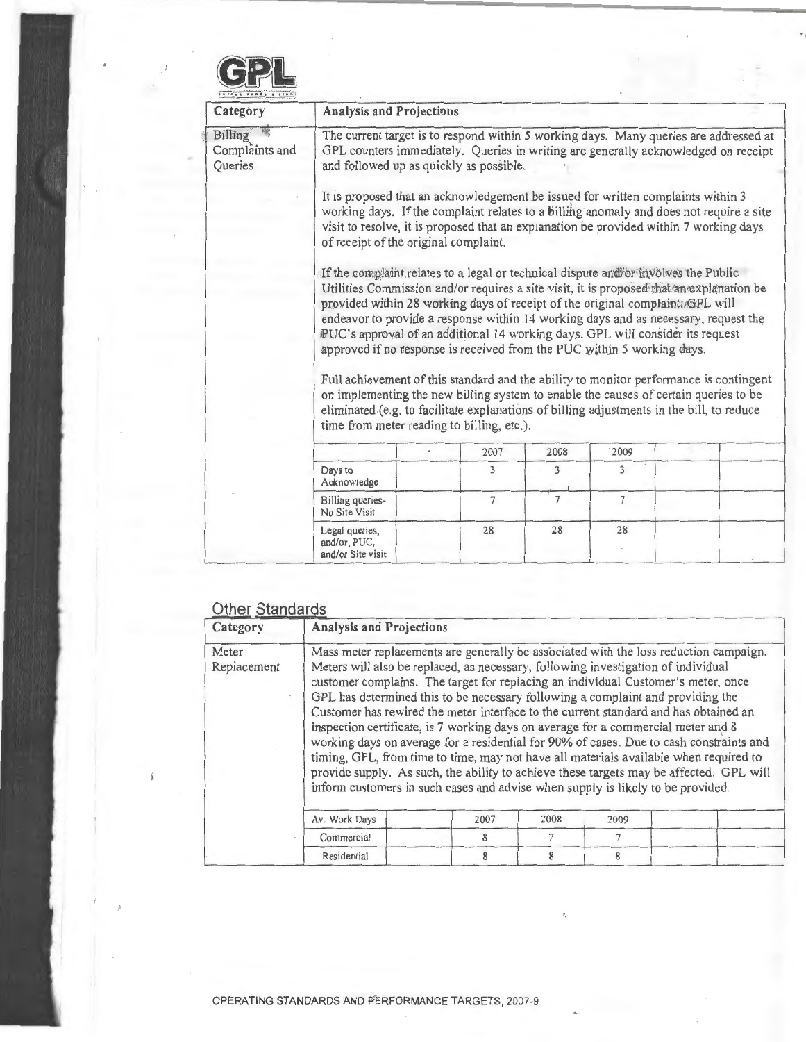| Category | Analysis and Projections |
| --- | --- |
| Billing Complaints and Queries | The current target is to respond within 5 working days. Many queries are addressed at GPL counters immediately. Queries in writing are generally acknowledged on receipt and followed up as quickly as possible.<br><br>It is proposed that an acknowledgement be issued for written complaints within 3 working days. If the complaint relates to a billing anomaly and does not require a site visit to resolve, it is proposed that an explanation be provided within 7 working days of receipt of the original complaint.<br><br>If the complaint relates to a legal or technical dispute and/or involves the Public Utilities Commission and/or requires a site visit, it is proposed that an explanation be provided within 28 working days of receipt of the original complaint. GPL will endeavor to provide a response within 14 working days and as necessary, request the PUC's approval of an additional 14 working days. GPL will consider its request approved if no response is received from the PUC within 5 working days.<br><br>Full achievement of this standard and the ability to monitor performance is contingent on implementing the new billing system to enable the causes of certain queries to be eliminated (e.g. to facilitate explanations of billing adjustments in the bill, to reduce time from meter reading to billing, etc.). |

| | | 2007 | 2008 | 2009 | | |
| --- | --- | --- | --- | --- | --- | --- |
| Days to Acknowledge | | 3 | 3 | 3 | | |
| Billing queries-No Site Visit | | 7 | 7 | 7 | | |
| Legal queries, and/or, PUC, and/or Site visit | | 28 | 28 | 28 | | |

## Other Standards

| Category | Analysis and Projections |
| --- | --- |
| Meter Replacement | Mass meter replacements are generally be associated with the loss reduction campaign. Meters will also be replaced, as necessary, following investigation of individual customer complains. The target for replacing an individual Customer's meter, once GPL has determined this to be necessary following a complaint and providing the Customer has rewired the meter interface to the current standard and has obtained an inspection certificate, is 7 working days on average for a commercial meter and 8 working days on average for a residential for 90% of cases. Due to cash constraints and timing, GPL, from time to time, may not have all materials available when required to provide supply. As such, the ability to achieve these targets may be affected. GPL will inform customers in such cases and advise when supply is likely to be provided. |

| Av. Work Days | | 2007 | 2008 | 2009 | | |
| --- | --- | --- | --- | --- | --- | --- |
| Commercial | | 8 | 7 | 7 | | |
| Residential | | 8 | 8 | 8 | | |